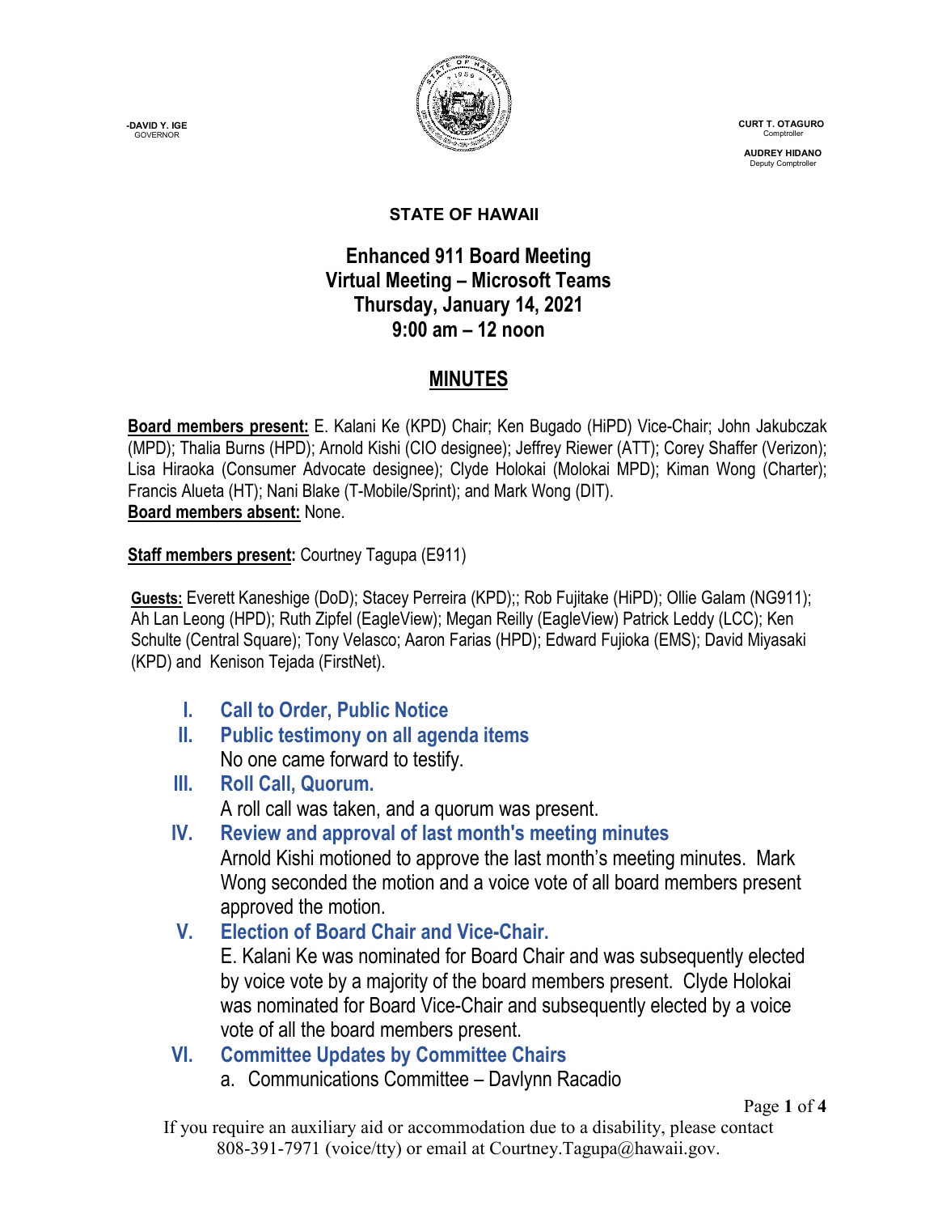-DAVID Y. IGE
GOVERNOR

CURT T. OTAGURO
Comptroller

AUDREY HIDANO
Deputy Comptroller

**STATE OF HAWAII**

# Enhanced 911 Board Meeting
## Virtual Meeting – Microsoft Teams
## Thursday, January 14, 2021
## 9:00 am – 12 noon

# MINUTES

**Board members present:** E. Kalani Ke (KPD) Chair; Ken Bugado (HiPD) Vice-Chair; John Jakubczak (MPD); Thalia Burns (HPD); Arnold Kishi (CIO designee); Jeffrey Riewer (ATT); Corey Shaffer (Verizon); Lisa Hiraoka (Consumer Advocate designee); Clyde Holokai (Molokai MPD); Kiman Wong (Charter); Francis Alueta (HT); Nani Blake (T-Mobile/Sprint); and Mark Wong (DIT).
**Board members absent:** None.

**Staff members present:** Courtney Tagupa (E911)

**Guests:** Everett Kaneshige (DoD); Stacey Perreira (KPD);; Rob Fujitake (HiPD); Ollie Galam (NG911); Ah Lan Leong (HPD); Ruth Zipfel (EagleView); Megan Reilly (EagleView) Patrick Leddy (LCC); Ken Schulte (Central Square); Tony Velasco; Aaron Farias (HPD); Edward Fujioka (EMS); David Miyasaki (KPD) and Kenison Tejada (FirstNet).

### I. Call to Order, Public Notice

### II. Public testimony on all agenda items
No one came forward to testify.

### III. Roll Call, Quorum.
A roll call was taken, and a quorum was present.

### IV. Review and approval of last month's meeting minutes
Arnold Kishi motioned to approve the last month's meeting minutes. Mark Wong seconded the motion and a voice vote of all board members present approved the motion.

### V. Election of Board Chair and Vice-Chair.
E. Kalani Ke was nominated for Board Chair and was subsequently elected by voice vote by a majority of the board members present. Clyde Holokai was nominated for Board Vice-Chair and subsequently elected by a voice vote of all the board members present.

### VI. Committee Updates by Committee Chairs
a. Communications Committee – Davlynn Racadio

If you require an auxiliary aid or accommodation due to a disability, please contact 808-391-7971 (voice/tty) or email at Courtney.Tagupa@hawaii.gov.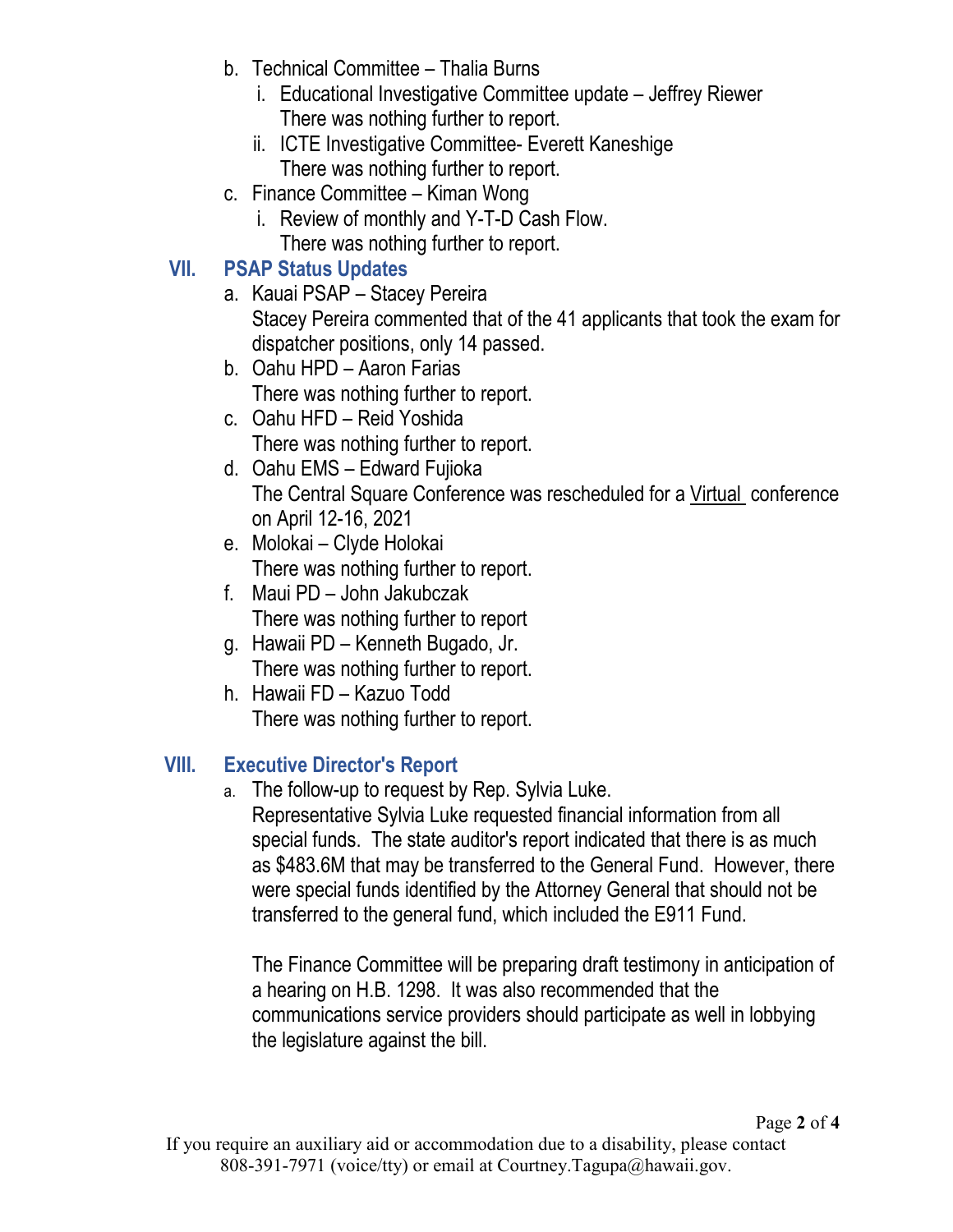b. Technical Committee – Thalia Burns
   i. Educational Investigative Committee update – Jeffrey Riewer
      There was nothing further to report.
   ii. ICTE Investigative Committee- Everett Kaneshige
      There was nothing further to report.

c. Finance Committee – Kiman Wong
   i. Review of monthly and Y-T-D Cash Flow.
      There was nothing further to report.

## VII. PSAP Status Updates

a. Kauai PSAP – Stacey Pereira
   Stacey Pereira commented that of the 41 applicants that took the exam for dispatcher positions, only 14 passed.

b. Oahu HPD – Aaron Farias
   There was nothing further to report.

c. Oahu HFD – Reid Yoshida
   There was nothing further to report.

d. Oahu EMS – Edward Fujioka
   The Central Square Conference was rescheduled for a <u>Virtual</u> conference on April 12-16, 2021

e. Molokai – Clyde Holokai
   There was nothing further to report.

f. Maui PD – John Jakubczak
   There was nothing further to report

g. Hawaii PD – Kenneth Bugado, Jr.
   There was nothing further to report.

h. Hawaii FD – Kazuo Todd
   There was nothing further to report.

## VIII. Executive Director's Report

a. The follow-up to request by Rep. Sylvia Luke.
   Representative Sylvia Luke requested financial information from all special funds. The state auditor's report indicated that there is as much as $483.6M that may be transferred to the General Fund. However, there were special funds identified by the Attorney General that should not be transferred to the general fund, which included the E911 Fund.

   The Finance Committee will be preparing draft testimony in anticipation of a hearing on H.B. 1298. It was also recommended that the communications service providers should participate as well in lobbying the legislature against the bill.

If you require an auxiliary aid or accommodation due to a disability, please contact 808-391-7971 (voice/tty) or email at Courtney.Tagupa@hawaii.gov.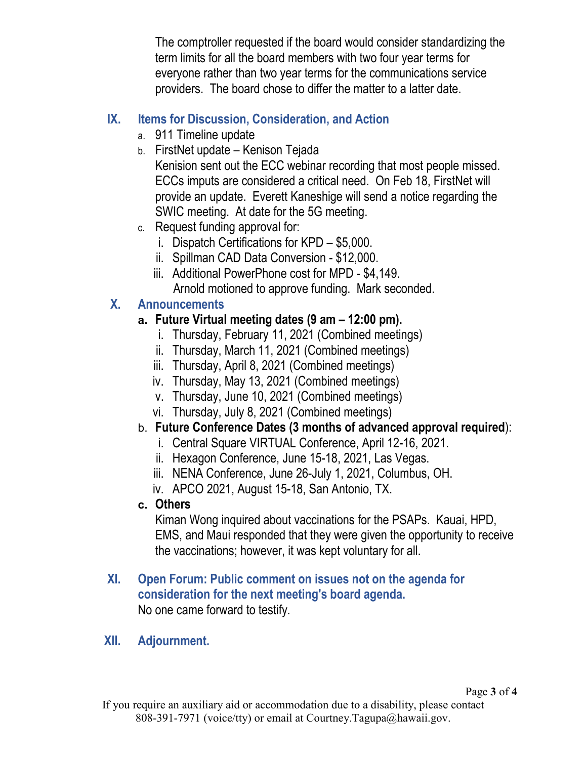The comptroller requested if the board would consider standardizing the term limits for all the board members with two four year terms for everyone rather than two year terms for the communications service providers. The board chose to differ the matter to a latter date.

## IX. Items for Discussion, Consideration, and Action

a. 911 Timeline update

b. FirstNet update – Kenison Tejada

   Kenision sent out the ECC webinar recording that most people missed. ECCs imputs are considered a critical need. On Feb 18, FirstNet will provide an update. Everett Kaneshige will send a notice regarding the SWIC meeting. At date for the 5G meeting.

c. Request funding approval for:

   i. Dispatch Certifications for KPD – $5,000.

   ii. Spillman CAD Data Conversion - $12,000.

   iii. Additional PowerPhone cost for MPD - $4,149.

   Arnold motioned to approve funding. Mark seconded.

## X. Announcements

**a. Future Virtual meeting dates (9 am – 12:00 pm).**

   i. Thursday, February 11, 2021 (Combined meetings)

   ii. Thursday, March 11, 2021 (Combined meetings)

   iii. Thursday, April 8, 2021 (Combined meetings)

   iv. Thursday, May 13, 2021 (Combined meetings)

   v. Thursday, June 10, 2021 (Combined meetings)

   vi. Thursday, July 8, 2021 (Combined meetings)

b. **Future Conference Dates (3 months of advanced approval required**):

   i. Central Square VIRTUAL Conference, April 12-16, 2021.

   ii. Hexagon Conference, June 15-18, 2021, Las Vegas.

   iii. NENA Conference, June 26-July 1, 2021, Columbus, OH.

   iv. APCO 2021, August 15-18, San Antonio, TX.

**c. Others**

   Kiman Wong inquired about vaccinations for the PSAPs. Kauai, HPD, EMS, and Maui responded that they were given the opportunity to receive the vaccinations; however, it was kept voluntary for all.

## XI. Open Forum: Public comment on issues not on the agenda for consideration for the next meeting's board agenda.

No one came forward to testify.

## XII. Adjournment.

If you require an auxiliary aid or accommodation due to a disability, please contact 808-391-7971 (voice/tty) or email at Courtney.Tagupa@hawaii.gov.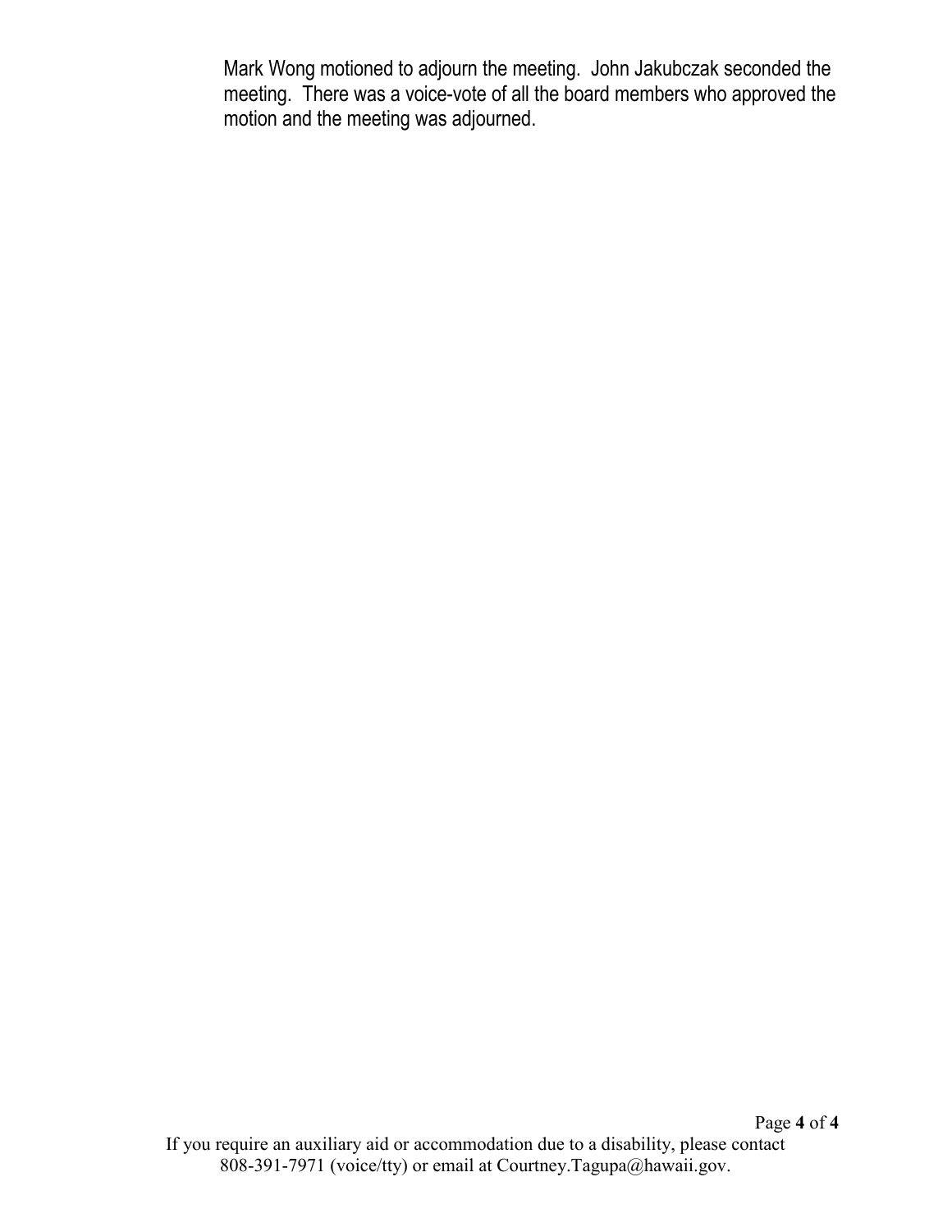Mark Wong motioned to adjourn the meeting. John Jakubczak seconded the meeting. There was a voice-vote of all the board members who approved the motion and the meeting was adjourned.